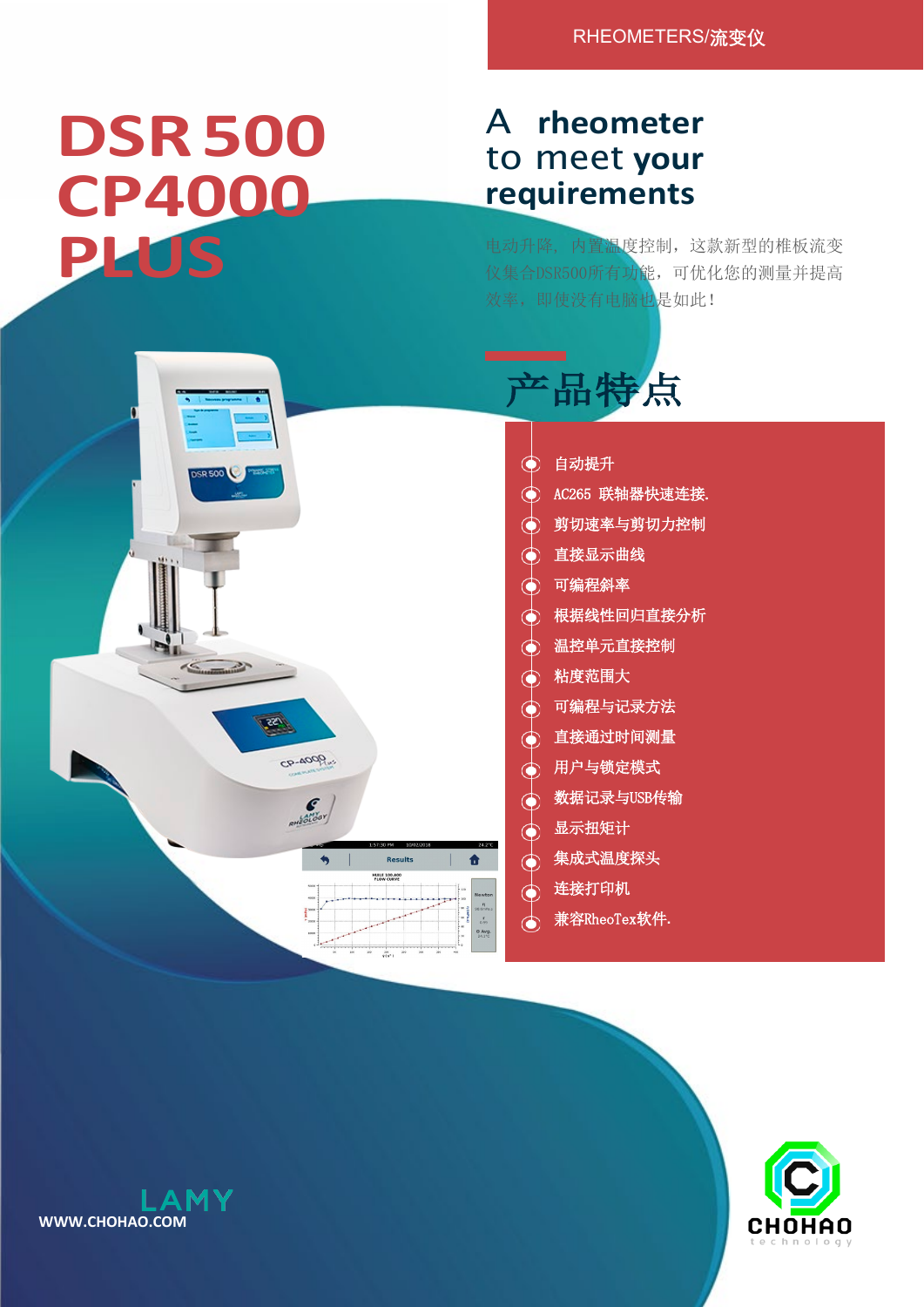RHEOMETERS/流变仪

# DSR 500 CP4000 PLUS

## A rheometer to meet your requirements

电动升降，内置温度控制，这款新型的椎板流变仪集合DSR500所有功能，可优化您的测量并提高效率，即使没有电脑也是如此！

## 产品特点

- 自动提升
- AC265 联轴器快速连接.
- 剪切速率与剪切力控制
- 直接显示曲线
- 可编程斜率
- 根据线性回归直接分析
- 温控单元直接控制
- 粘度范围大
- 可编程与记录方法
- 直接通过时间测量
- 用户与锁定模式
- 数据记录与USB传输
- 显示扭矩计
- 集成式温度探头
- 连接打印机
- 兼容RheoTex软件.

LAMY

WWW.CHOHAO.COM

CHOHAO technology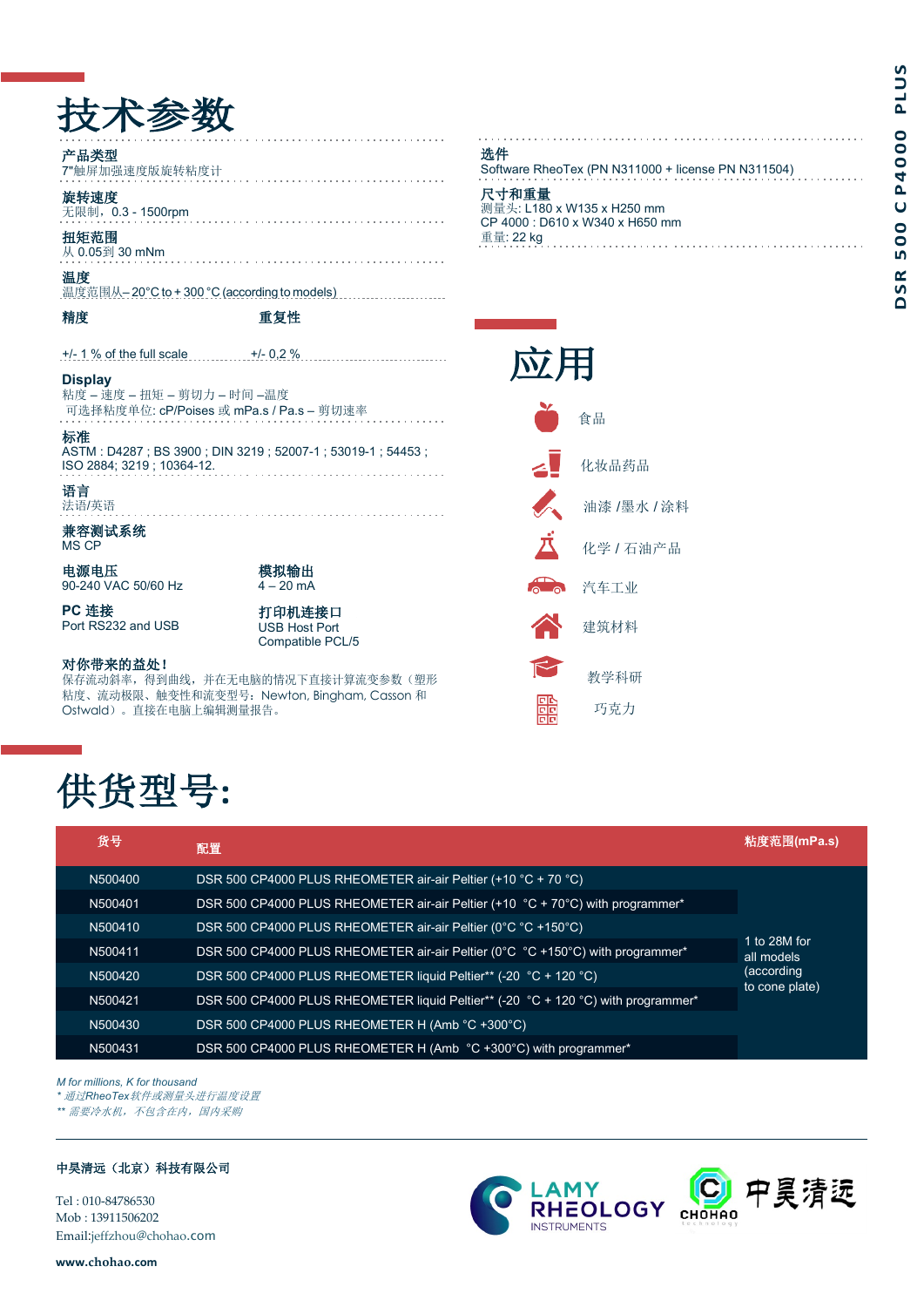# 技术参数

**产品类型**
7"触屏加强速度版旋转粘度计

**旋转速度**
无限制，0.3 - 1500rpm

**扭矩范围**
从 0.05到 30 mNm

**温度**
温度范围从– 20°C to + 300 °C (according to models)

| 精度 | 重复性 |
|---|---|
| +/- 1 % of the full scale | +/- 0,2 % |

**Display**
粘度 – 速度 – 扭矩 – 剪切力 – 时间 –温度
可选择粘度单位: cP/Poises 或 mPa.s / Pa.s – 剪切速率

**标准**
ASTM : D4287 ; BS 3900 ; DIN 3219 ; 52007-1 ; 53019-1 ; 54453 ;
ISO 2884; 3219 ; 10364-12.

**语言**
法语/英语

**兼容测试系统**
MS CP

**电源电压**
90-240 VAC 50/60 Hz

**模拟输出**
4 – 20 mA

**PC 连接**
Port RS232 and USB

**打印机连接口**
USB Host Port
Compatible PCL/5

**对你带来的益处！**
保存流动斜率，得到曲线，并在无电脑的情况下直接计算流变参数（塑形粘度、流动极限、触变性和流变型号：Newton, Bingham, Casson 和 Ostwald）。直接在电脑上编辑测量报告。

**选件**
Software RheoTex (PN N311000 + license PN N311504)

**尺寸和重量**
测量头: L180 x W135 x H250 mm
CP 4000 : D610 x W340 x H650 mm
重量: 22 kg

# 应用

- 食品
- 化妆品药品
- 油漆 /墨水 / 涂料
- 化学 / 石油产品
- 汽车工业
- 建筑材料
- 教学科研
- 巧克力

# 供货型号:

| 货号 | 配置 | 粘度范围(mPa.s) |
|---|---|---|
| N500400 | DSR 500 CP4000 PLUS RHEOMETER air-air Peltier (+10 °C + 70 °C) | 1 to 28M for all models (according to cone plate) |
| N500401 | DSR 500 CP4000 PLUS RHEOMETER air-air Peltier (+10 °C + 70°C) with programmer* | |
| N500410 | DSR 500 CP4000 PLUS RHEOMETER air-air Peltier (0°C °C +150°C) | |
| N500411 | DSR 500 CP4000 PLUS RHEOMETER air-air Peltier (0°C °C +150°C) with programmer* | |
| N500420 | DSR 500 CP4000 PLUS RHEOMETER liquid Peltier** (-20 °C + 120 °C) | |
| N500421 | DSR 500 CP4000 PLUS RHEOMETER liquid Peltier** (-20 °C + 120 °C) with programmer* | |
| N500430 | DSR 500 CP4000 PLUS RHEOMETER H (Amb °C +300°C) | |
| N500431 | DSR 500 CP4000 PLUS RHEOMETER H (Amb °C +300°C) with programmer* | |

*M for millions, K for thousand*
*\* 通过RheoTex软件或测量头进行温度设置*
*\*\* 需要冷水机，不包含在内，国内采购*

**中昊清远（北京）科技有限公司**

Tel : 010-84786530
Mob : 13911506202
Email:jeffzhou@chohao.com

**www.chohao.com**

LAMY RHEOLOGY INSTRUMENTS
CHOHAO technology 中昊清远